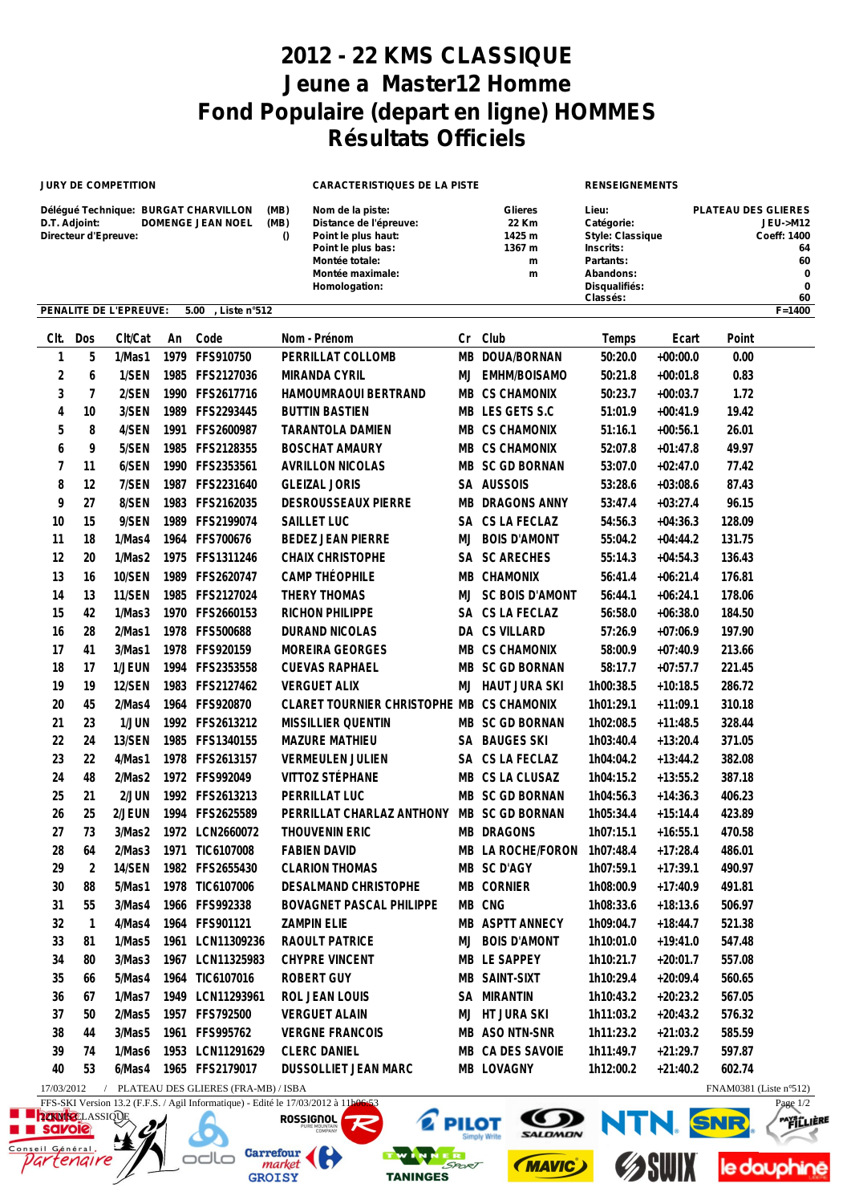# 2012 - 22 KMS CLASSIQUE
# Jeune a Master12 Homme
# Fond Populaire (depart en ligne) HOMMES
# Résultats Officiels

**JURY DE COMPETITION**

Délégué Technique: BURGAT CHARVILLON (MB)
D.T. Adjoint: DOMENGE JEAN NOEL (MB)
Directeur d'Epreuve: ()

**CARACTERISTIQUES DE LA PISTE**

Nom de la piste: Glieres
Distance de l'épreuve: 22 Km
Point le plus haut: 1425 m
Point le plus bas: 1367 m
Montée totale: m
Montée maximale: m
Homologation:

**RENSEIGNEMENTS**

Lieu: PLATEAU DES GLIERES
Catégorie: JEU->M12
Style: Classique
Coeff: 1400
Inscrits: 64
Partants: 60
Abandons: 0
Disqualifiés: 0
Classés: 60

**PENALITE DE L'EPREUVE:** 5.00 , Liste n°512 F=1400

| Clt. | Dos | Clt/Cat | An | Code | Nom - Prénom | Cr | Club | Temps | Ecart | Point |
|---|---|---|---|---|---|---|---|---|---|---|
| 1 | 5 | 1/Mas1 | 1979 | FFS910750 | PERRILLAT COLLOMB | MB | DOUA/BORNAN | 50:20.0 | +00:00.0 | 0.00 |
| 2 | 6 | 1/SEN | 1985 | FFS2127036 | MIRANDA CYRIL | MJ | EMHM/BOISAMO | 50:21.8 | +00:01.8 | 0.83 |
| 3 | 7 | 2/SEN | 1990 | FFS2617716 | HAMOUMRAOUI BERTRAND | MB | CS CHAMONIX | 50:23.7 | +00:03.7 | 1.72 |
| 4 | 10 | 3/SEN | 1989 | FFS2293445 | BUTTIN BASTIEN | MB | LES GETS S.C | 51:01.9 | +00:41.9 | 19.42 |
| 5 | 8 | 4/SEN | 1991 | FFS2600987 | TARANTOLA DAMIEN | MB | CS CHAMONIX | 51:16.1 | +00:56.1 | 26.01 |
| 6 | 9 | 5/SEN | 1985 | FFS2128355 | BOSCHAT AMAURY | MB | CS CHAMONIX | 52:07.8 | +01:47.8 | 49.97 |
| 7 | 11 | 6/SEN | 1990 | FFS2353561 | AVRILLON NICOLAS | MB | SC GD BORNAN | 53:07.0 | +02:47.0 | 77.42 |
| 8 | 12 | 7/SEN | 1987 | FFS2231640 | GLEIZAL JORIS | SA | AUSSOIS | 53:28.6 | +03:08.6 | 87.43 |
| 9 | 27 | 8/SEN | 1983 | FFS2162035 | DESROUSSEAUX PIERRE | MB | DRAGONS ANNY | 53:47.4 | +03:27.4 | 96.15 |
| 10 | 15 | 9/SEN | 1989 | FFS2199074 | SAILLET LUC | SA | CS LA FECLAZ | 54:56.3 | +04:36.3 | 128.09 |
| 11 | 18 | 1/Mas4 | 1964 | FFS700676 | BEDEZ JEAN PIERRE | MJ | BOIS D'AMONT | 55:04.2 | +04:44.2 | 131.75 |
| 12 | 20 | 1/Mas2 | 1975 | FFS1311246 | CHAIX CHRISTOPHE | SA | SC ARECHES | 55:14.3 | +04:54.3 | 136.43 |
| 13 | 16 | 10/SEN | 1989 | FFS2620747 | CAMP THÉOPHILE | MB | CHAMONIX | 56:41.4 | +06:21.4 | 176.81 |
| 14 | 13 | 11/SEN | 1985 | FFS2127024 | THERY THOMAS | MJ | SC BOIS D'AMONT | 56:44.1 | +06:24.1 | 178.06 |
| 15 | 42 | 1/Mas3 | 1970 | FFS2660153 | RICHON PHILIPPE | SA | CS LA FECLAZ | 56:58.0 | +06:38.0 | 184.50 |
| 16 | 28 | 2/Mas1 | 1978 | FFS500688 | DURAND NICOLAS | DA | CS VILLARD | 57:26.9 | +07:06.9 | 197.90 |
| 17 | 41 | 3/Mas1 | 1978 | FFS920159 | MOREIRA GEORGES | MB | CS CHAMONIX | 58:00.9 | +07:40.9 | 213.66 |
| 18 | 17 | 1/JEUN | 1994 | FFS2353558 | CUEVAS RAPHAEL | MB | SC GD BORNAN | 58:17.7 | +07:57.7 | 221.45 |
| 19 | 19 | 12/SEN | 1983 | FFS2127462 | VERGUET ALIX | MJ | HAUT JURA SKI | 1h00:38.5 | +10:18.5 | 286.72 |
| 20 | 45 | 2/Mas4 | 1964 | FFS920870 | CLARET TOURNIER CHRISTOPHE | MB | CS CHAMONIX | 1h01:29.1 | +11:09.1 | 310.18 |
| 21 | 23 | 1/JUN | 1992 | FFS2613212 | MISSILLIER QUENTIN | MB | SC GD BORNAN | 1h02:08.5 | +11:48.5 | 328.44 |
| 22 | 24 | 13/SEN | 1985 | FFS1340155 | MAZURE MATHIEU | SA | BAUGES SKI | 1h03:40.4 | +13:20.4 | 371.05 |
| 23 | 22 | 4/Mas1 | 1978 | FFS2613157 | VERMEULEN JULIEN | SA | CS LA FECLAZ | 1h04:04.2 | +13:44.2 | 382.08 |
| 24 | 48 | 2/Mas2 | 1972 | FFS992049 | VITTOZ STÉPHANE | MB | CS LA CLUSAZ | 1h04:15.2 | +13:55.2 | 387.18 |
| 25 | 21 | 2/JUN | 1992 | FFS2613213 | PERRILLAT LUC | MB | SC GD BORNAN | 1h04:56.3 | +14:36.3 | 406.23 |
| 26 | 25 | 2/JEUN | 1994 | FFS2625589 | PERRILLAT CHARLAZ ANTHONY | MB | SC GD BORNAN | 1h05:34.4 | +15:14.4 | 423.89 |
| 27 | 73 | 3/Mas2 | 1972 | LCN2660072 | THOUVENIN ERIC | MB | DRAGONS | 1h07:15.1 | +16:55.1 | 470.58 |
| 28 | 64 | 2/Mas3 | 1971 | TIC6107008 | FABIEN DAVID | MB | LA ROCHE/FORON | 1h07:48.4 | +17:28.4 | 486.01 |
| 29 | 2 | 14/SEN | 1982 | FFS2655430 | CLARION THOMAS | MB | SC D'AGY | 1h07:59.1 | +17:39.1 | 490.97 |
| 30 | 88 | 5/Mas1 | 1978 | TIC6107006 | DESALMAND CHRISTOPHE | MB | CORNIER | 1h08:00.9 | +17:40.9 | 491.81 |
| 31 | 55 | 3/Mas4 | 1966 | FFS992338 | BOVAGNET PASCAL PHILIPPE | MB | CNG | 1h08:33.6 | +18:13.6 | 506.97 |
| 32 | 1 | 4/Mas4 | 1964 | FFS901121 | ZAMPIN ELIE | MB | ASPTT ANNECY | 1h09:04.7 | +18:44.7 | 521.38 |
| 33 | 81 | 1/Mas5 | 1961 | LCN11309236 | RAOULT PATRICE | MJ | BOIS D'AMONT | 1h10:01.0 | +19:41.0 | 547.48 |
| 34 | 80 | 3/Mas3 | 1967 | LCN11325983 | CHYPRE VINCENT | MB | LE SAPPEY | 1h10:21.7 | +20:01.7 | 557.08 |
| 35 | 66 | 5/Mas4 | 1964 | TIC6107016 | ROBERT GUY | MB | SAINT-SIXT | 1h10:29.4 | +20:09.4 | 560.65 |
| 36 | 67 | 1/Mas7 | 1949 | LCN11293961 | ROL JEAN LOUIS | SA | MIRANTIN | 1h10:43.2 | +20:23.2 | 567.05 |
| 37 | 50 | 2/Mas5 | 1957 | FFS792500 | VERGUET ALAIN | MJ | HT JURA SKI | 1h11:03.2 | +20:43.2 | 576.32 |
| 38 | 44 | 3/Mas5 | 1961 | FFS995762 | VERGNE FRANCOIS | MB | ASO NTN-SNR | 1h11:23.2 | +21:03.2 | 585.59 |
| 39 | 74 | 1/Mas6 | 1953 | LCN11291629 | CLERC DANIEL | MB | CA DES SAVOIE | 1h11:49.7 | +21:29.7 | 597.87 |
| 40 | 53 | 6/Mas4 | 1965 | FFS2179017 | DUSSOLLIET JEAN MARC | MB | LOVAGNY | 1h12:00.2 | +21:40.2 | 602.74 |

17/03/2012 / PLATEAU DES GLIERES (FRA-MB) / ISBA — FNAM0381 (Liste n°512)

FFS-SKI Version 13.2 (F.F.S. / Agil Informatique) - Edité le 17/03/2012 à 11h06:53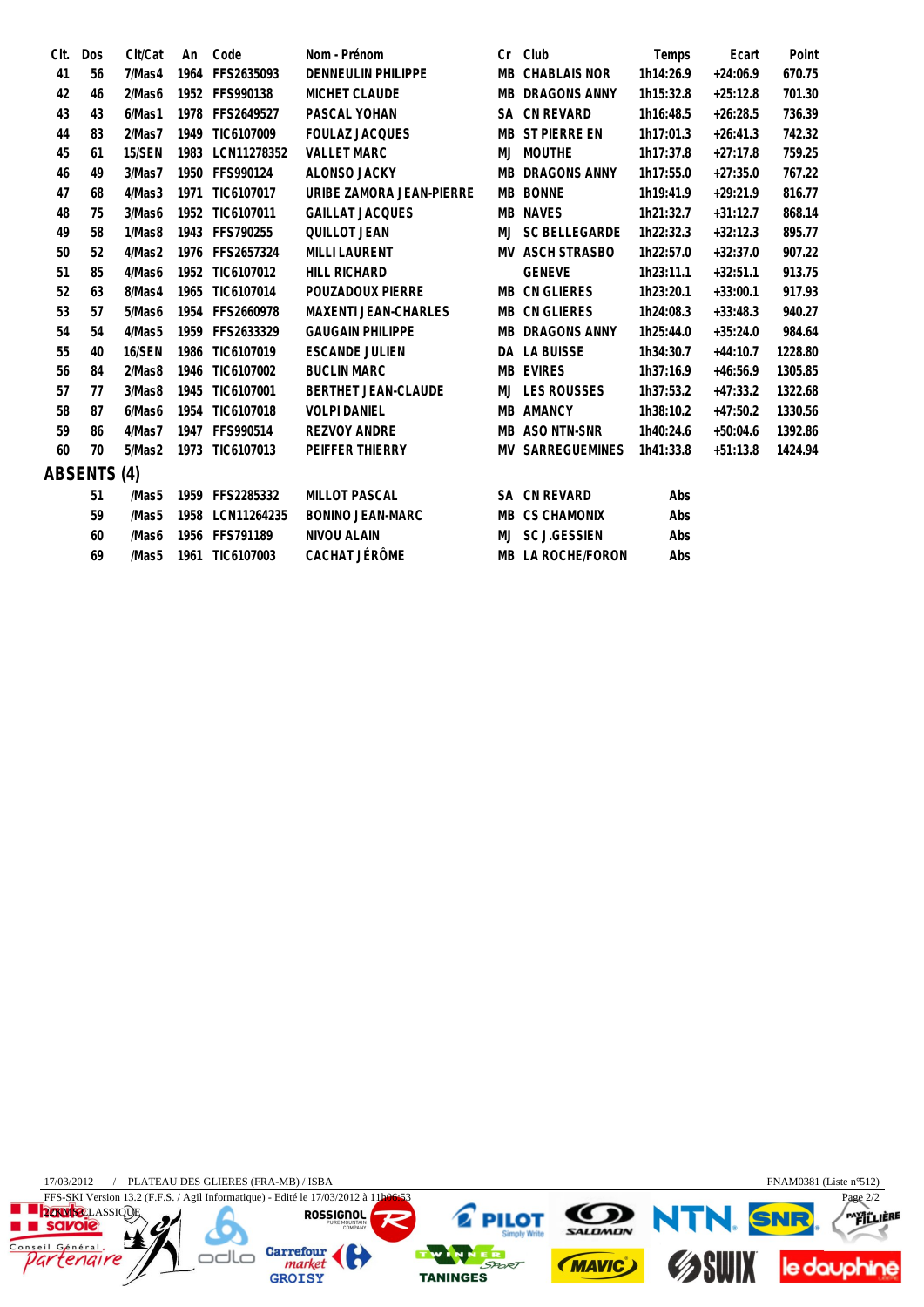| Clt. | Dos | Clt/Cat | An | Code | Nom - Prénom | Cr | Club | Temps | Ecart | Point |
|---|---|---|---|---|---|---|---|---|---|---|
| 41 | 56 | 7/Mas4 | 1964 | FFS2635093 | DENNEULIN PHILIPPE | MB | CHABLAIS NOR | 1h14:26.9 | +24:06.9 | 670.75 |
| 42 | 46 | 2/Mas6 | 1952 | FFS990138 | MICHET CLAUDE | MB | DRAGONS ANNY | 1h15:32.8 | +25:12.8 | 701.30 |
| 43 | 43 | 6/Mas1 | 1978 | FFS2649527 | PASCAL YOHAN | SA | CN REVARD | 1h16:48.5 | +26:28.5 | 736.39 |
| 44 | 83 | 2/Mas7 | 1949 | TIC6107009 | FOULAZ JACQUES | MB | ST PIERRE EN | 1h17:01.3 | +26:41.3 | 742.32 |
| 45 | 61 | 15/SEN | 1983 | LCN11278352 | VALLET MARC | MJ | MOUTHE | 1h17:37.8 | +27:17.8 | 759.25 |
| 46 | 49 | 3/Mas7 | 1950 | FFS990124 | ALONSO JACKY | MB | DRAGONS ANNY | 1h17:55.0 | +27:35.0 | 767.22 |
| 47 | 68 | 4/Mas3 | 1971 | TIC6107017 | URIBE ZAMORA JEAN-PIERRE | MB | BONNE | 1h19:41.9 | +29:21.9 | 816.77 |
| 48 | 75 | 3/Mas6 | 1952 | TIC6107011 | GAILLAT JACQUES | MB | NAVES | 1h21:32.7 | +31:12.7 | 868.14 |
| 49 | 58 | 1/Mas8 | 1943 | FFS790255 | QUILLOT JEAN | MJ | SC BELLEGARDE | 1h22:32.3 | +32:12.3 | 895.77 |
| 50 | 52 | 4/Mas2 | 1976 | FFS2657324 | MILLI LAURENT | MV | ASCH STRASBO | 1h22:57.0 | +32:37.0 | 907.22 |
| 51 | 85 | 4/Mas6 | 1952 | TIC6107012 | HILL RICHARD | | GENEVE | 1h23:11.1 | +32:51.1 | 913.75 |
| 52 | 63 | 8/Mas4 | 1965 | TIC6107014 | POUZADOUX PIERRE | MB | CN GLIERES | 1h23:20.1 | +33:00.1 | 917.93 |
| 53 | 57 | 5/Mas6 | 1954 | FFS2660978 | MAXENTI JEAN-CHARLES | MB | CN GLIERES | 1h24:08.3 | +33:48.3 | 940.27 |
| 54 | 54 | 4/Mas5 | 1959 | FFS2633329 | GAUGAIN PHILIPPE | MB | DRAGONS ANNY | 1h25:44.0 | +35:24.0 | 984.64 |
| 55 | 40 | 16/SEN | 1986 | TIC6107019 | ESCANDE JULIEN | DA | LA BUISSE | 1h34:30.7 | +44:10.7 | 1228.80 |
| 56 | 84 | 2/Mas8 | 1946 | TIC6107002 | BUCLIN MARC | MB | EVIRES | 1h37:16.9 | +46:56.9 | 1305.85 |
| 57 | 77 | 3/Mas8 | 1945 | TIC6107001 | BERTHET JEAN-CLAUDE | MJ | LES ROUSSES | 1h37:53.2 | +47:33.2 | 1322.68 |
| 58 | 87 | 6/Mas6 | 1954 | TIC6107018 | VOLPI DANIEL | MB | AMANCY | 1h38:10.2 | +47:50.2 | 1330.56 |
| 59 | 86 | 4/Mas7 | 1947 | FFS990514 | REZVOY ANDRE | MB | ASO NTN-SNR | 1h40:24.6 | +50:04.6 | 1392.86 |
| 60 | 70 | 5/Mas2 | 1973 | TIC6107013 | PEIFFER THIERRY | MV | SARREGUEMINES | 1h41:33.8 | +51:13.8 | 1424.94 |

## ABSENTS (4)

| Clt. | Dos | Clt/Cat | An | Code | Nom - Prénom | Cr | Club | Temps |
|---|---|---|---|---|---|---|---|---|
| | 51 | /Mas5 | 1959 | FFS2285332 | MILLOT PASCAL | SA | CN REVARD | Abs |
| | 59 | /Mas5 | 1958 | LCN11264235 | BONINO JEAN-MARC | MB | CS CHAMONIX | Abs |
| | 60 | /Mas6 | 1956 | FFS791189 | NIVOU ALAIN | MJ | SC J.GESSIEN | Abs |
| | 69 | /Mas5 | 1961 | TIC6107003 | CACHAT JÉRÔME | MB | LA ROCHE/FORON | Abs |

17/03/2012 / PLATEAU DES GLIERES (FRA-MB) / ISBA FNAM0381 (Liste n°512)

FFS-SKI Version 13.2 (F.F.S. / Agil Informatique) - Edité le 17/03/2012 à 11h06:53

22KM CLASSIQUE